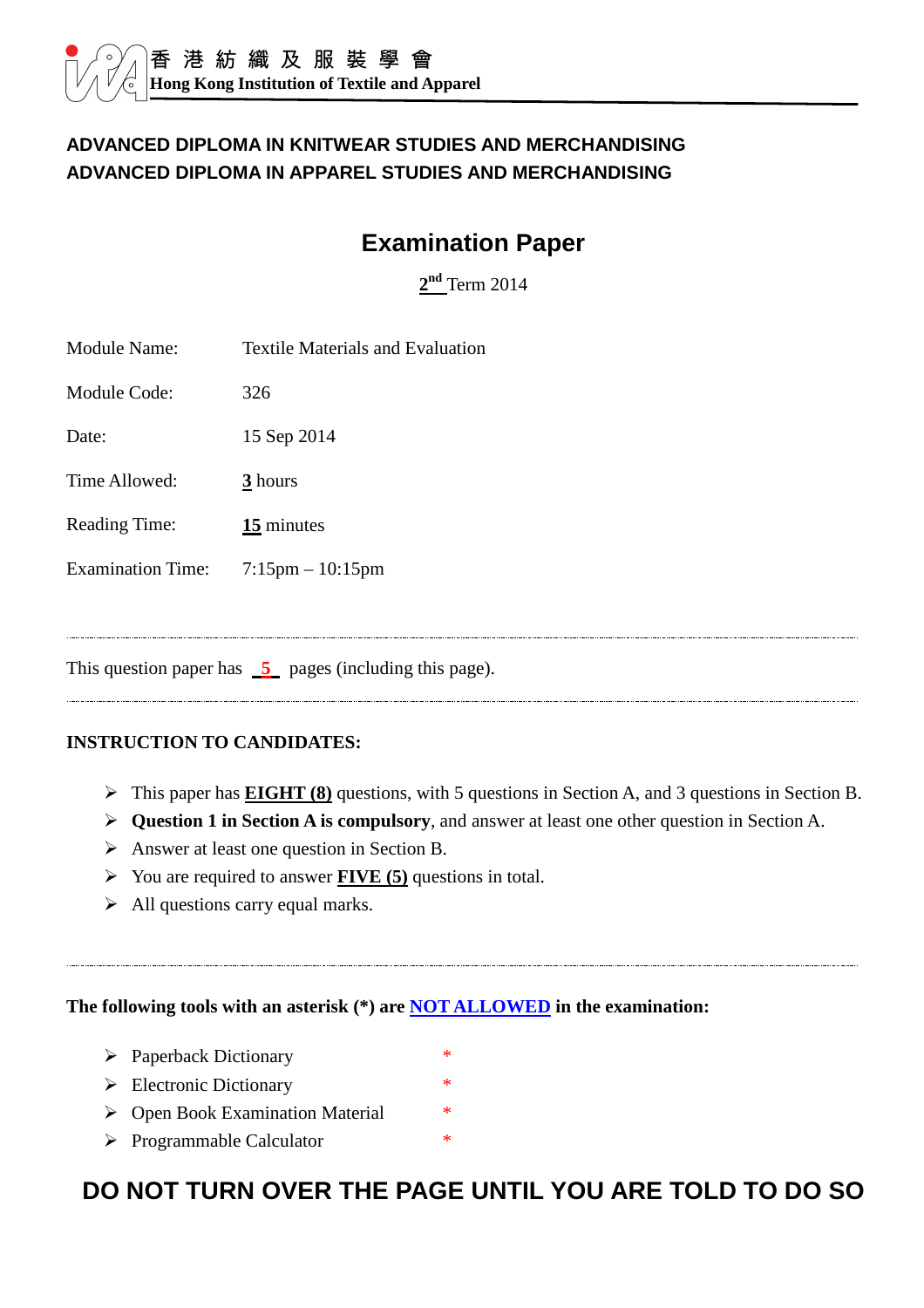香 港 紡 織 及 服 裝 學 會
**Hong Kong Institution of Textile and Apparel**

**ADVANCED DIPLOMA IN KNITWEAR STUDIES AND MERCHANDISING**
**ADVANCED DIPLOMA IN APPAREL STUDIES AND MERCHANDISING**

# Examination Paper

2nd Term 2014

| | |
|---|---|
| Module Name: | Textile Materials and Evaluation |
| Module Code: | 326 |
| Date: | 15 Sep 2014 |
| Time Allowed: | **3** hours |
| Reading Time: | **15** minutes |
| Examination Time: | 7:15pm – 10:15pm |

---

This question paper has **5** pages (including this page).

---

**INSTRUCTION TO CANDIDATES:**

- This paper has **EIGHT (8)** questions, with 5 questions in Section A, and 3 questions in Section B.
- **Question 1 in Section A is compulsory**, and answer at least one other question in Section A.
- Answer at least one question in Section B.
- You are required to answer **FIVE (5)** questions in total.
- All questions carry equal marks.

---

**The following tools with an asterisk (*) are NOT ALLOWED in the examination:**

- Paperback Dictionary *
- Electronic Dictionary *
- Open Book Examination Material *
- Programmable Calculator *

**DO NOT TURN OVER THE PAGE UNTIL YOU ARE TOLD TO DO SO**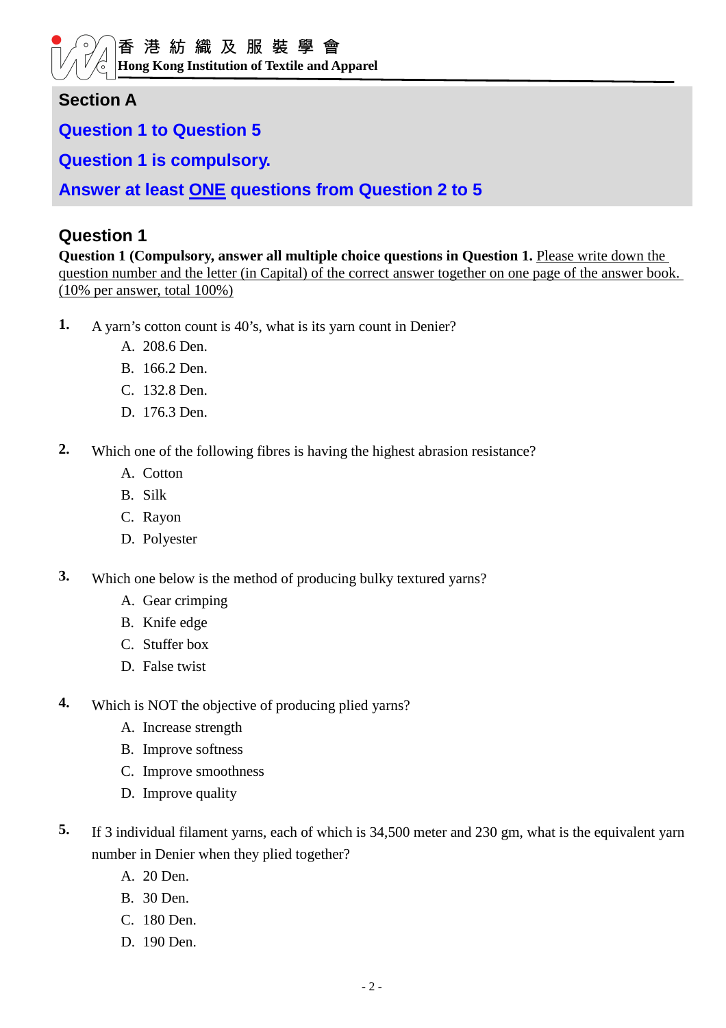## Section A

## Question 1 to Question 5

## Question 1 is compulsory.

## Answer at least ONE questions from Question 2 to 5

### Question 1

**Question 1 (Compulsory, answer all multiple choice questions in Question 1.** Please write down the question number and the letter (in Capital) of the correct answer together on one page of the answer book. (10% per answer, total 100%)

**1.** A yarn's cotton count is 40's, what is its yarn count in Denier?

A. 208.6 Den.
B. 166.2 Den.
C. 132.8 Den.
D. 176.3 Den.

**2.** Which one of the following fibres is having the highest abrasion resistance?

A. Cotton
B. Silk
C. Rayon
D. Polyester

**3.** Which one below is the method of producing bulky textured yarns?

A. Gear crimping
B. Knife edge
C. Stuffer box
D. False twist

**4.** Which is NOT the objective of producing plied yarns?

A. Increase strength
B. Improve softness
C. Improve smoothness
D. Improve quality

**5.** If 3 individual filament yarns, each of which is 34,500 meter and 230 gm, what is the equivalent yarn number in Denier when they plied together?

A. 20 Den.
B. 30 Den.
C. 180 Den.
D. 190 Den.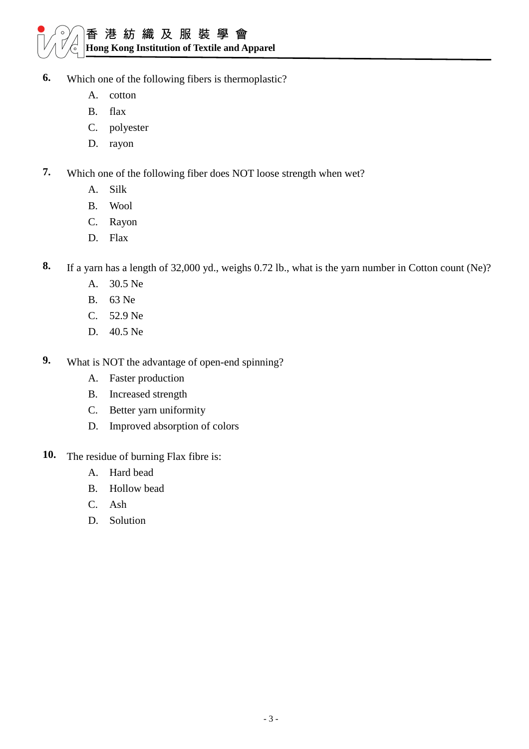**6.** Which one of the following fibers is thermoplastic?

A. cotton

B. flax

C. polyester

D. rayon

**7.** Which one of the following fiber does NOT loose strength when wet?

A. Silk

B. Wool

C. Rayon

D. Flax

**8.** If a yarn has a length of 32,000 yd., weighs 0.72 lb., what is the yarn number in Cotton count (Ne)?

A. 30.5 Ne

B. 63 Ne

C. 52.9 Ne

D. 40.5 Ne

**9.** What is NOT the advantage of open-end spinning?

A. Faster production

B. Increased strength

C. Better yarn uniformity

D. Improved absorption of colors

**10.** The residue of burning Flax fibre is:

A. Hard bead

B. Hollow bead

C. Ash

D. Solution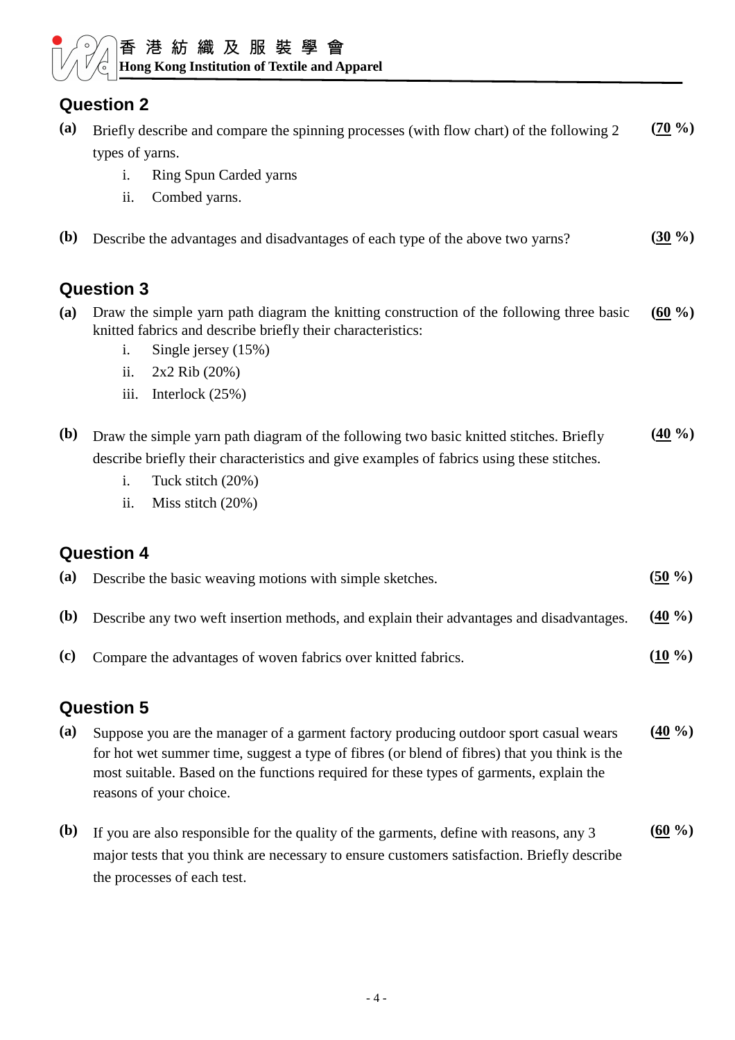## Question 2

**(a)** Briefly describe and compare the spinning processes (with flow chart) of the following 2 types of yarns. **(70 %)**

i. Ring Spun Carded yarns

ii. Combed yarns.

**(b)** Describe the advantages and disadvantages of each type of the above two yarns? **(30 %)**

## Question 3

**(a)** Draw the simple yarn path diagram the knitting construction of the following three basic knitted fabrics and describe briefly their characteristics: **(60 %)**

i. Single jersey (15%)

ii. 2x2 Rib (20%)

iii. Interlock (25%)

**(b)** Draw the simple yarn path diagram of the following two basic knitted stitches. Briefly describe briefly their characteristics and give examples of fabrics using these stitches. **(40 %)**

i. Tuck stitch (20%)

ii. Miss stitch (20%)

## Question 4

**(a)** Describe the basic weaving motions with simple sketches. **(50 %)**

**(b)** Describe any two weft insertion methods, and explain their advantages and disadvantages. **(40 %)**

**(c)** Compare the advantages of woven fabrics over knitted fabrics. **(10 %)**

## Question 5

**(a)** Suppose you are the manager of a garment factory producing outdoor sport casual wears for hot wet summer time, suggest a type of fibres (or blend of fibres) that you think is the most suitable. Based on the functions required for these types of garments, explain the reasons of your choice. **(40 %)**

**(b)** If you are also responsible for the quality of the garments, define with reasons, any 3 major tests that you think are necessary to ensure customers satisfaction. Briefly describe the processes of each test. **(60 %)**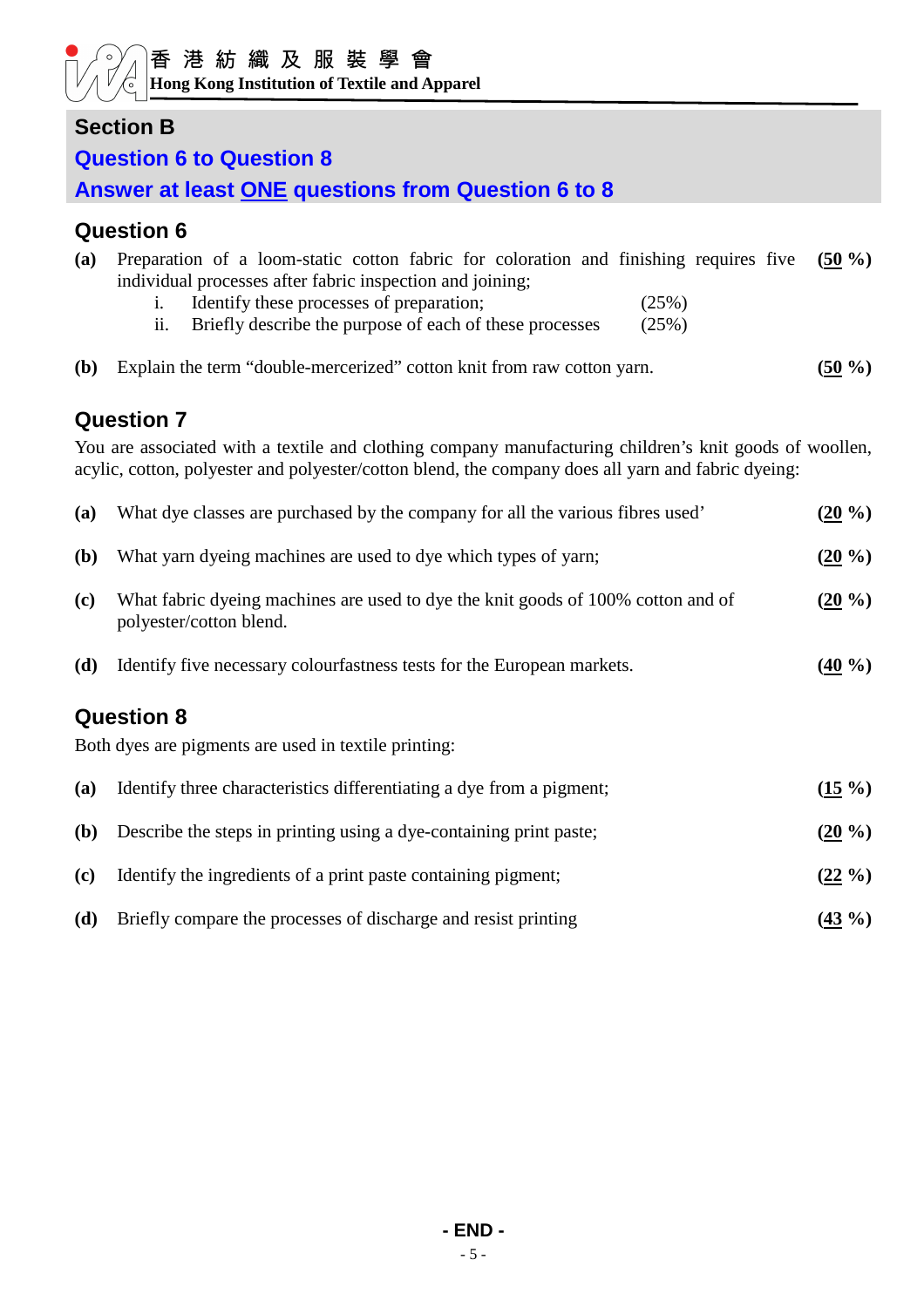## Section B

## Question 6 to Question 8

## Answer at least ONE questions from Question 6 to 8

### Question 6

**(a)** Preparation of a loom-static cotton fabric for coloration and finishing requires five individual processes after fabric inspection and joining; **(50 %)**

i. Identify these processes of preparation; (25%)

ii. Briefly describe the purpose of each of these processes (25%)

**(b)** Explain the term "double-mercerized" cotton knit from raw cotton yarn. **(50 %)**

### Question 7

You are associated with a textile and clothing company manufacturing children's knit goods of woollen, acylic, cotton, polyester and polyester/cotton blend, the company does all yarn and fabric dyeing:

**(a)** What dye classes are purchased by the company for all the various fibres used' **(20 %)**

**(b)** What yarn dyeing machines are used to dye which types of yarn; **(20 %)**

**(c)** What fabric dyeing machines are used to dye the knit goods of 100% cotton and of polyester/cotton blend. **(20 %)**

**(d)** Identify five necessary colourfastness tests for the European markets. **(40 %)**

### Question 8

Both dyes are pigments are used in textile printing:

**(a)** Identify three characteristics differentiating a dye from a pigment; **(15 %)**

**(b)** Describe the steps in printing using a dye-containing print paste; **(20 %)**

**(c)** Identify the ingredients of a print paste containing pigment; **(22 %)**

**(d)** Briefly compare the processes of discharge and resist printing **(43 %)**

**- END -**